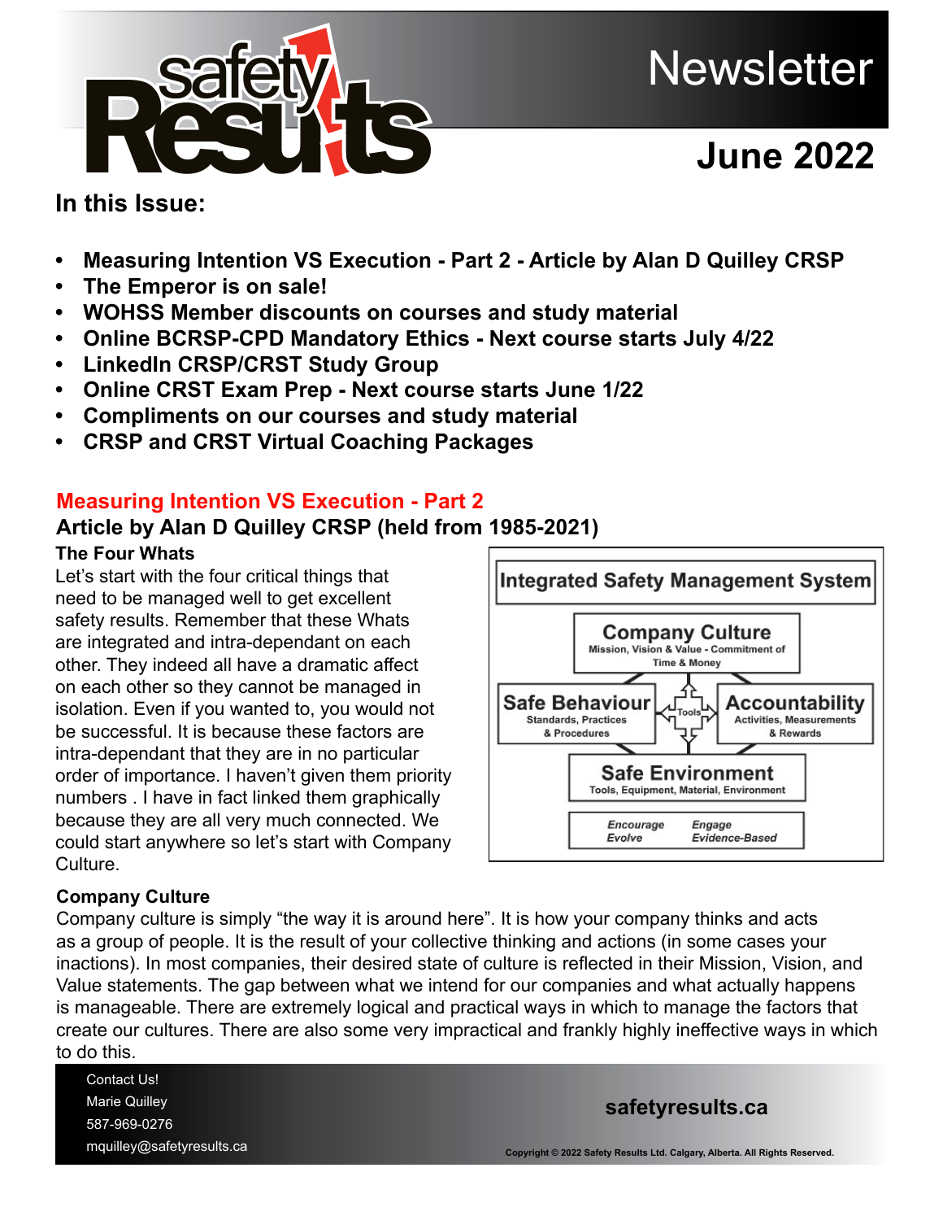# Newsletter

## June 2022

### In this Issue:

- **Measuring Intention VS Execution - Part 2 - Article by Alan D Quilley CRSP**
- **The Emperor is on sale!**
- **WOHSS Member discounts on courses and study material**
- **Online BCRSP-CPD Mandatory Ethics - Next course starts July 4/22**
- **LinkedIn CRSP/CRST Study Group**
- **Online CRST Exam Prep - Next course starts June 1/22**
- **Compliments on our courses and study material**
- **CRSP and CRST Virtual Coaching Packages**

## Measuring Intention VS Execution - Part 2

### Article by Alan D Quilley CRSP (held from 1985-2021)

**The Four Whats**

Let's start with the four critical things that need to be managed well to get excellent safety results. Remember that these Whats are integrated and intra-dependant on each other. They indeed all have a dramatic affect on each other so they cannot be managed in isolation. Even if you wanted to, you would not be successful. It is because these factors are intra-dependant that they are in no particular order of importance. I haven't given them priority numbers . I have in fact linked them graphically because they are all very much connected. We could start anywhere so let's start with Company Culture.

**Integrated Safety Management System**

- **Company Culture** – Mission, Vision & Value - Commitment of Time & Money
- **Safe Behaviour** – Standards, Practices & Procedures
- **Accountability** – Activities, Measurements & Rewards
- **Safe Environment** – Tools, Equipment, Material, Environment
- Tools

*Encourage Engage Evolve Evidence-Based*

**Company Culture**

Company culture is simply "the way it is around here". It is how your company thinks and acts as a group of people. It is the result of your collective thinking and actions (in some cases your inactions). In most companies, their desired state of culture is reflected in their Mission, Vision, and Value statements. The gap between what we intend for our companies and what actually happens is manageable. There are extremely logical and practical ways in which to manage the factors that create our cultures. There are also some very impractical and frankly highly ineffective ways in which to do this.

Contact Us!
Marie Quilley
587-969-0276
mquilley@safetyresults.ca

safetyresults.ca

Copyright © 2022 Safety Results Ltd. Calgary, Alberta. All Rights Reserved.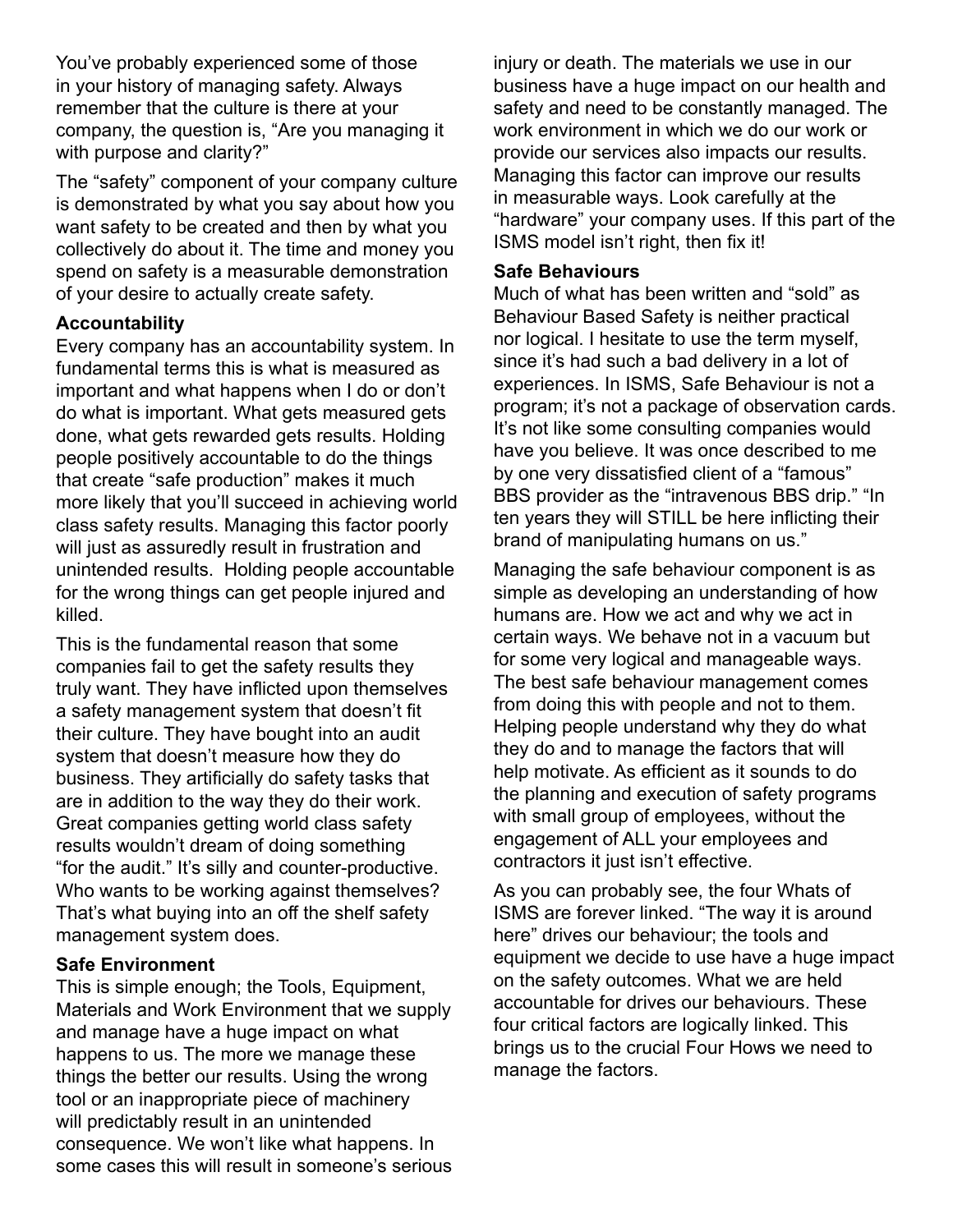You've probably experienced some of those in your history of managing safety. Always remember that the culture is there at your company, the question is, "Are you managing it with purpose and clarity?"

The "safety" component of your company culture is demonstrated by what you say about how you want safety to be created and then by what you collectively do about it. The time and money you spend on safety is a measurable demonstration of your desire to actually create safety.

**Accountability**

Every company has an accountability system. In fundamental terms this is what is measured as important and what happens when I do or don't do what is important. What gets measured gets done, what gets rewarded gets results. Holding people positively accountable to do the things that create "safe production" makes it much more likely that you'll succeed in achieving world class safety results. Managing this factor poorly will just as assuredly result in frustration and unintended results. Holding people accountable for the wrong things can get people injured and killed.

This is the fundamental reason that some companies fail to get the safety results they truly want. They have inflicted upon themselves a safety management system that doesn't fit their culture. They have bought into an audit system that doesn't measure how they do business. They artificially do safety tasks that are in addition to the way they do their work. Great companies getting world class safety results wouldn't dream of doing something "for the audit." It's silly and counter-productive. Who wants to be working against themselves? That's what buying into an off the shelf safety management system does.

**Safe Environment**

This is simple enough; the Tools, Equipment, Materials and Work Environment that we supply and manage have a huge impact on what happens to us. The more we manage these things the better our results. Using the wrong tool or an inappropriate piece of machinery will predictably result in an unintended consequence. We won't like what happens. In some cases this will result in someone's serious injury or death. The materials we use in our business have a huge impact on our health and safety and need to be constantly managed. The work environment in which we do our work or provide our services also impacts our results. Managing this factor can improve our results in measurable ways. Look carefully at the "hardware" your company uses. If this part of the ISMS model isn't right, then fix it!

**Safe Behaviours**

Much of what has been written and "sold" as Behaviour Based Safety is neither practical nor logical. I hesitate to use the term myself, since it's had such a bad delivery in a lot of experiences. In ISMS, Safe Behaviour is not a program; it's not a package of observation cards. It's not like some consulting companies would have you believe. It was once described to me by one very dissatisfied client of a "famous" BBS provider as the "intravenous BBS drip." "In ten years they will STILL be here inflicting their brand of manipulating humans on us."

Managing the safe behaviour component is as simple as developing an understanding of how humans are. How we act and why we act in certain ways. We behave not in a vacuum but for some very logical and manageable ways. The best safe behaviour management comes from doing this with people and not to them. Helping people understand why they do what they do and to manage the factors that will help motivate. As efficient as it sounds to do the planning and execution of safety programs with small group of employees, without the engagement of ALL your employees and contractors it just isn't effective.

As you can probably see, the four Whats of ISMS are forever linked. "The way it is around here" drives our behaviour; the tools and equipment we decide to use have a huge impact on the safety outcomes. What we are held accountable for drives our behaviours. These four critical factors are logically linked. This brings us to the crucial Four Hows we need to manage the factors.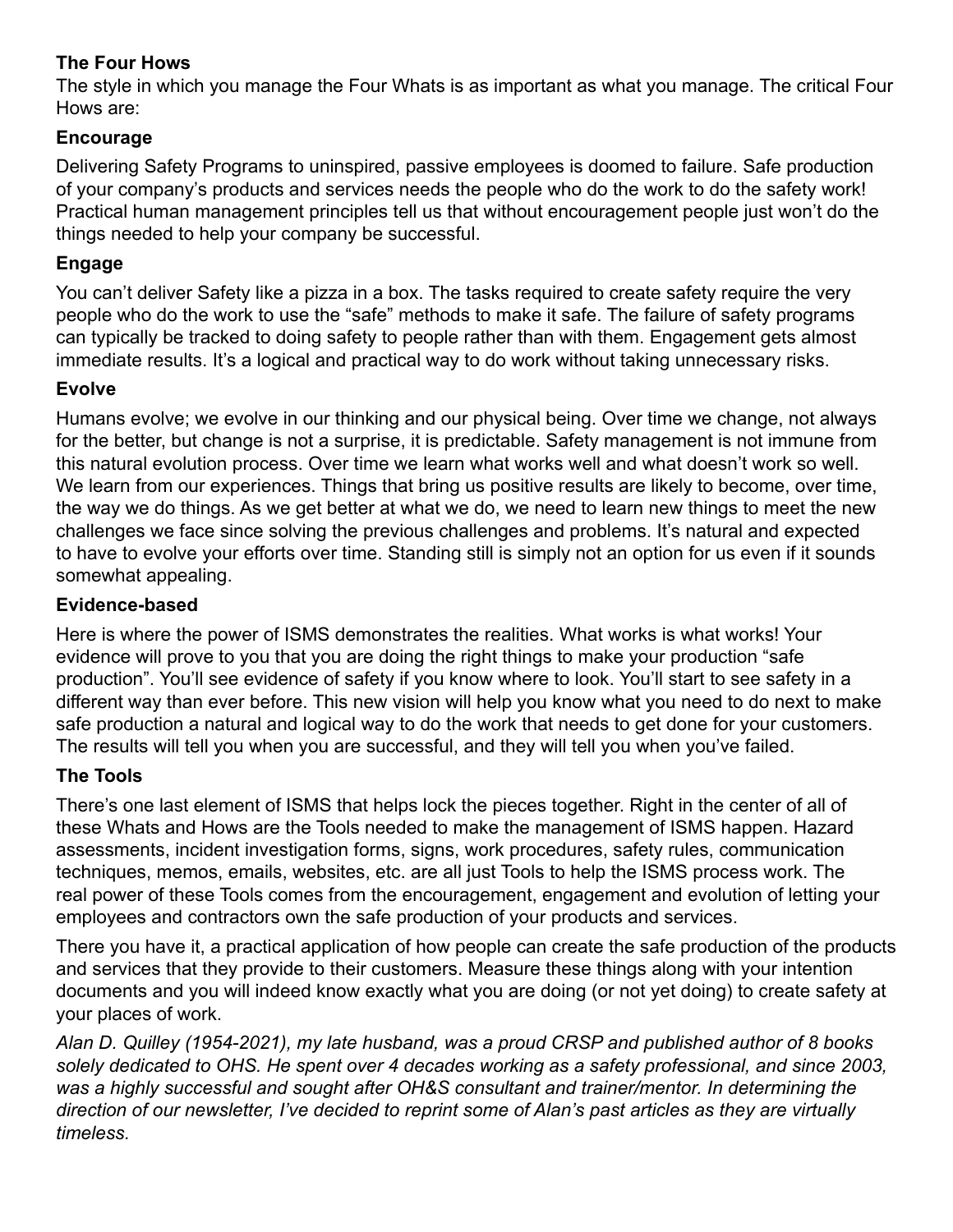## The Four Hows

The style in which you manage the Four Whats is as important as what you manage. The critical Four Hows are:

### Encourage

Delivering Safety Programs to uninspired, passive employees is doomed to failure. Safe production of your company's products and services needs the people who do the work to do the safety work! Practical human management principles tell us that without encouragement people just won't do the things needed to help your company be successful.

### Engage

You can't deliver Safety like a pizza in a box. The tasks required to create safety require the very people who do the work to use the "safe" methods to make it safe. The failure of safety programs can typically be tracked to doing safety to people rather than with them. Engagement gets almost immediate results. It's a logical and practical way to do work without taking unnecessary risks.

### Evolve

Humans evolve; we evolve in our thinking and our physical being. Over time we change, not always for the better, but change is not a surprise, it is predictable. Safety management is not immune from this natural evolution process. Over time we learn what works well and what doesn't work so well. We learn from our experiences. Things that bring us positive results are likely to become, over time, the way we do things. As we get better at what we do, we need to learn new things to meet the new challenges we face since solving the previous challenges and problems. It's natural and expected to have to evolve your efforts over time. Standing still is simply not an option for us even if it sounds somewhat appealing.

### Evidence-based

Here is where the power of ISMS demonstrates the realities. What works is what works! Your evidence will prove to you that you are doing the right things to make your production "safe production". You'll see evidence of safety if you know where to look. You'll start to see safety in a different way than ever before. This new vision will help you know what you need to do next to make safe production a natural and logical way to do the work that needs to get done for your customers. The results will tell you when you are successful, and they will tell you when you've failed.

## The Tools

There's one last element of ISMS that helps lock the pieces together. Right in the center of all of these Whats and Hows are the Tools needed to make the management of ISMS happen. Hazard assessments, incident investigation forms, signs, work procedures, safety rules, communication techniques, memos, emails, websites, etc. are all just Tools to help the ISMS process work. The real power of these Tools comes from the encouragement, engagement and evolution of letting your employees and contractors own the safe production of your products and services.

There you have it, a practical application of how people can create the safe production of the products and services that they provide to their customers. Measure these things along with your intention documents and you will indeed know exactly what you are doing (or not yet doing) to create safety at your places of work.

*Alan D. Quilley (1954-2021), my late husband, was a proud CRSP and published author of 8 books solely dedicated to OHS. He spent over 4 decades working as a safety professional, and since 2003, was a highly successful and sought after OH&S consultant and trainer/mentor. In determining the direction of our newsletter, I've decided to reprint some of Alan's past articles as they are virtually timeless.*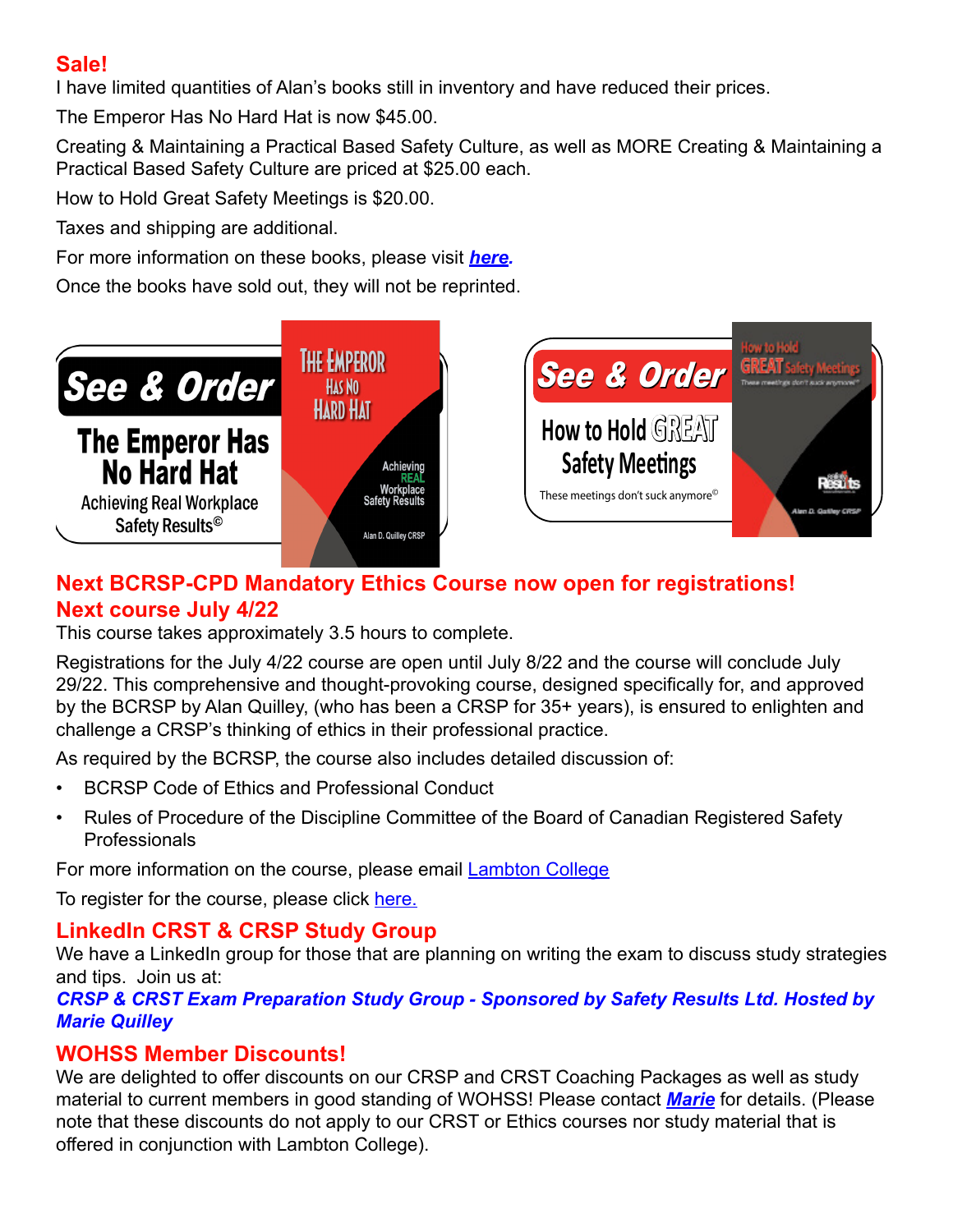## Sale!

I have limited quantities of Alan's books still in inventory and have reduced their prices.

The Emperor Has No Hard Hat is now $45.00.

Creating & Maintaining a Practical Based Safety Culture, as well as MORE Creating & Maintaining a Practical Based Safety Culture are priced at $25.00 each.

How to Hold Great Safety Meetings is $20.00.

Taxes and shipping are additional.

For more information on these books, please visit ***here***.

Once the books have sold out, they will not be reprinted.

**See & Order**

**The Emperor Has No Hard Hat**

Achieving Real Workplace Safety Results©

**See & Order**

**How to Hold GREAT Safety Meetings**

These meetings don't suck anymore©

## Next BCRSP-CPD Mandatory Ethics Course now open for registrations!

## Next course July 4/22

This course takes approximately 3.5 hours to complete.

Registrations for the July 4/22 course are open until July 8/22 and the course will conclude July 29/22. This comprehensive and thought-provoking course, designed specifically for, and approved by the BCRSP by Alan Quilley, (who has been a CRSP for 35+ years), is ensured to enlighten and challenge a CRSP's thinking of ethics in their professional practice.

As required by the BCRSP, the course also includes detailed discussion of:

- BCRSP Code of Ethics and Professional Conduct
- Rules of Procedure of the Discipline Committee of the Board of Canadian Registered Safety Professionals

For more information on the course, please email Lambton College

To register for the course, please click here.

## LinkedIn CRST & CRSP Study Group

We have a LinkedIn group for those that are planning on writing the exam to discuss study strategies and tips. Join us at:

***CRSP & CRST Exam Preparation Study Group - Sponsored by Safety Results Ltd. Hosted by Marie Quilley***

## WOHSS Member Discounts!

We are delighted to offer discounts on our CRSP and CRST Coaching Packages as well as study material to current members in good standing of WOHSS! Please contact ***Marie*** for details. (Please note that these discounts do not apply to our CRST or Ethics courses nor study material that is offered in conjunction with Lambton College).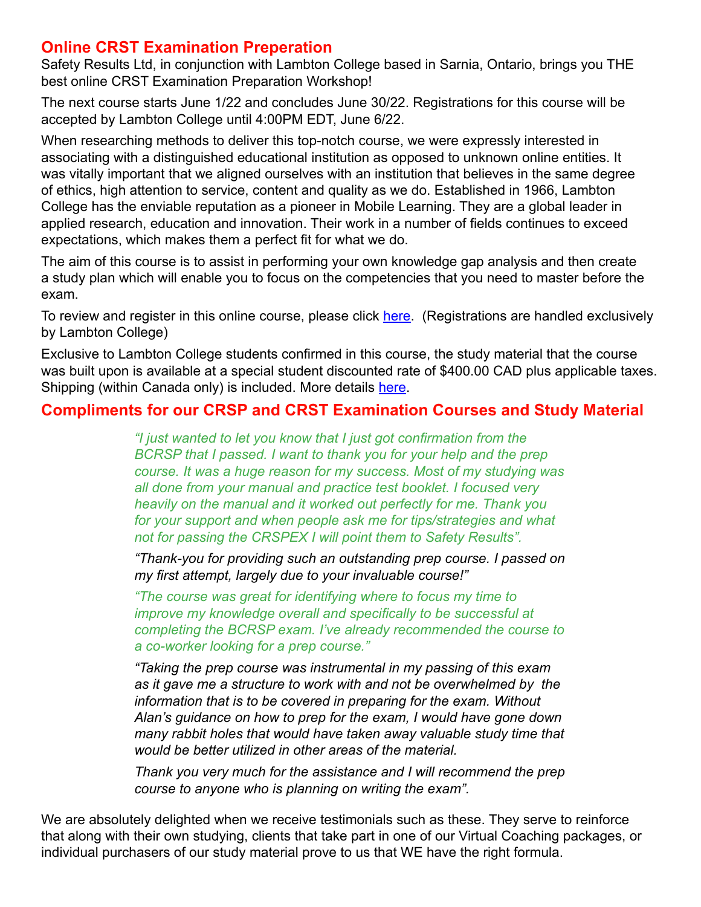## Online CRST Examination Preperation

Safety Results Ltd, in conjunction with Lambton College based in Sarnia, Ontario, brings you THE best online CRST Examination Preparation Workshop!

The next course starts June 1/22 and concludes June 30/22. Registrations for this course will be accepted by Lambton College until 4:00PM EDT, June 6/22.

When researching methods to deliver this top-notch course, we were expressly interested in associating with a distinguished educational institution as opposed to unknown online entities. It was vitally important that we aligned ourselves with an institution that believes in the same degree of ethics, high attention to service, content and quality as we do. Established in 1966, Lambton College has the enviable reputation as a pioneer in Mobile Learning. They are a global leader in applied research, education and innovation. Their work in a number of fields continues to exceed expectations, which makes them a perfect fit for what we do.

The aim of this course is to assist in performing your own knowledge gap analysis and then create a study plan which will enable you to focus on the competencies that you need to master before the exam.

To review and register in this online course, please click here. (Registrations are handled exclusively by Lambton College)

Exclusive to Lambton College students confirmed in this course, the study material that the course was built upon is available at a special student discounted rate of $400.00 CAD plus applicable taxes. Shipping (within Canada only) is included. More details here.

## Compliments for our CRSP and CRST Examination Courses and Study Material

*"I just wanted to let you know that I just got confirmation from the BCRSP that I passed. I want to thank you for your help and the prep course. It was a huge reason for my success. Most of my studying was all done from your manual and practice test booklet. I focused very heavily on the manual and it worked out perfectly for me. Thank you for your support and when people ask me for tips/strategies and what not for passing the CRSPEX I will point them to Safety Results".*

*"Thank-you for providing such an outstanding prep course. I passed on my first attempt, largely due to your invaluable course!"*

*"The course was great for identifying where to focus my time to improve my knowledge overall and specifically to be successful at completing the BCRSP exam. I've already recommended the course to a co-worker looking for a prep course."*

*"Taking the prep course was instrumental in my passing of this exam as it gave me a structure to work with and not be overwhelmed by the information that is to be covered in preparing for the exam. Without Alan's guidance on how to prep for the exam, I would have gone down many rabbit holes that would have taken away valuable study time that would be better utilized in other areas of the material.*

*Thank you very much for the assistance and I will recommend the prep course to anyone who is planning on writing the exam".*

We are absolutely delighted when we receive testimonials such as these. They serve to reinforce that along with their own studying, clients that take part in one of our Virtual Coaching packages, or individual purchasers of our study material prove to us that WE have the right formula.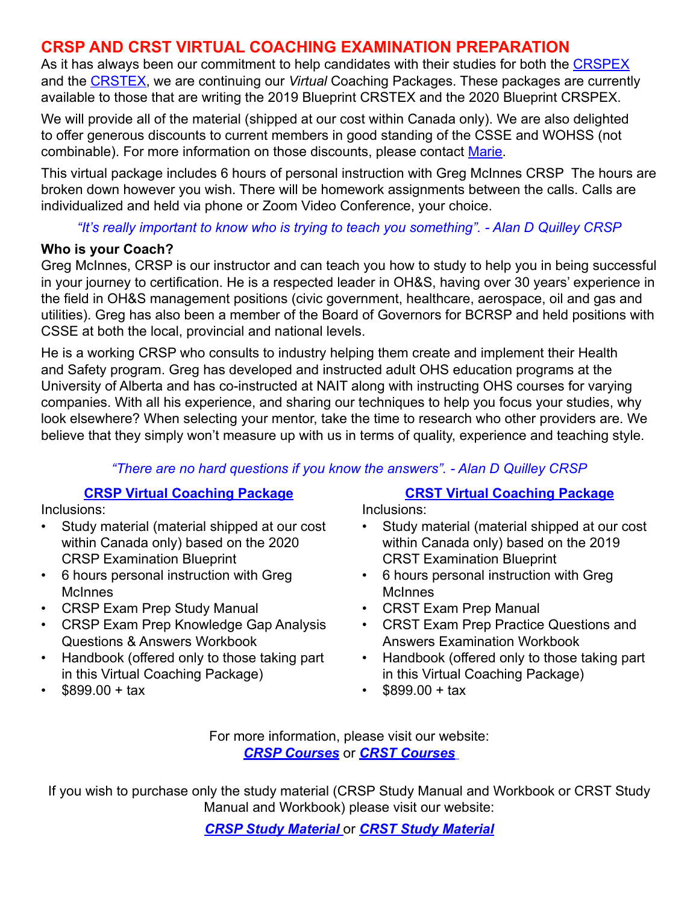# CRSP AND CRST VIRTUAL COACHING EXAMINATION PREPARATION

As it has always been our commitment to help candidates with their studies for both the CRSPEX and the CRSTEX, we are continuing our *Virtual* Coaching Packages. These packages are currently available to those that are writing the 2019 Blueprint CRSTEX and the 2020 Blueprint CRSPEX.

We will provide all of the material (shipped at our cost within Canada only). We are also delighted to offer generous discounts to current members in good standing of the CSSE and WOHSS (not combinable). For more information on those discounts, please contact Marie.

This virtual package includes 6 hours of personal instruction with Greg McInnes CRSP The hours are broken down however you wish. There will be homework assignments between the calls. Calls are individualized and held via phone or Zoom Video Conference, your choice.

*"It's really important to know who is trying to teach you something". - Alan D Quilley CRSP*

**Who is your Coach?**

Greg McInnes, CRSP is our instructor and can teach you how to study to help you in being successful in your journey to certification. He is a respected leader in OH&S, having over 30 years' experience in the field in OH&S management positions (civic government, healthcare, aerospace, oil and gas and utilities). Greg has also been a member of the Board of Governors for BCRSP and held positions with CSSE at both the local, provincial and national levels.

He is a working CRSP who consults to industry helping them create and implement their Health and Safety program. Greg has developed and instructed adult OHS education programs at the University of Alberta and has co-instructed at NAIT along with instructing OHS courses for varying companies. With all his experience, and sharing our techniques to help you focus your studies, why look elsewhere? When selecting your mentor, take the time to research who other providers are. We believe that they simply won't measure up with us in terms of quality, experience and teaching style.

*"There are no hard questions if you know the answers". - Alan D Quilley CRSP*

**CRSP Virtual Coaching Package**

Inclusions:

- Study material (material shipped at our cost within Canada only) based on the 2020 CRSP Examination Blueprint
- 6 hours personal instruction with Greg McInnes
- CRSP Exam Prep Study Manual
- CRSP Exam Prep Knowledge Gap Analysis Questions & Answers Workbook
- Handbook (offered only to those taking part in this Virtual Coaching Package)
- $899.00 + tax

**CRST Virtual Coaching Package**

Inclusions:

- Study material (material shipped at our cost within Canada only) based on the 2019 CRST Examination Blueprint
- 6 hours personal instruction with Greg McInnes
- CRST Exam Prep Manual
- CRST Exam Prep Practice Questions and Answers Examination Workbook
- Handbook (offered only to those taking part in this Virtual Coaching Package)
- $899.00 + tax

For more information, please visit our website:
***CRSP Courses*** or ***CRST Courses***

If you wish to purchase only the study material (CRSP Study Manual and Workbook or CRST Study Manual and Workbook) please visit our website:

***CRSP Study Material*** or ***CRST Study Material***